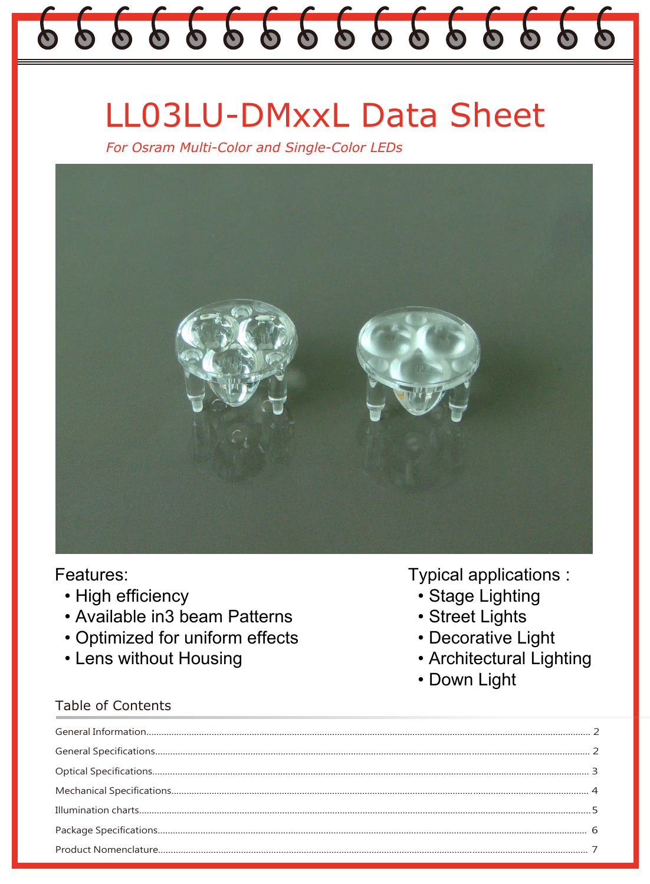# LL03LU-DMxxL Data Sheet

*For Osram Multi-Color and Single-Color LEDs*

Features:

- High efficiency
- Available in3 beam Patterns
- Optimized for uniform effects
- Lens without Housing

Typical applications :

- Stage Lighting
- Street Lights
- Decorative Light
- Architectural Lighting
- Down Light

## Table of Contents

| | |
|---|---|
| General Information | 2 |
| General Specifications | 2 |
| Optical Specifications | 3 |
| Mechanical Specifications | 4 |
| Illumination charts | 5 |
| Package Specifications | 6 |
| Product Nomenclature | 7 |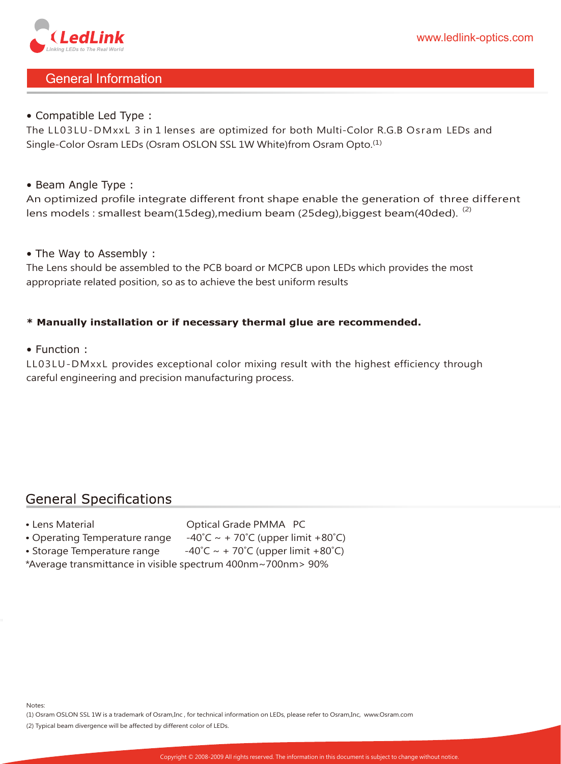## General Information

• Compatible Led Type：
The LL03LU-DMxxL 3 in 1 lenses are optimized for both Multi-Color R.G.B Osram LEDs and Single-Color Osram LEDs (Osram OSLON SSL 1W White)from Osram Opto.[1]

• Beam Angle Type：
An optimized profile integrate different front shape enable the generation of three different lens models : smallest beam(15deg),medium beam (25deg),biggest beam(40ded). [2]

• The Way to Assembly：
The Lens should be assembled to the PCB board or MCPCB upon LEDs which provides the most appropriate related position, so as to achieve the best uniform results

**\* Manually installation or if necessary thermal glue are recommended.**

• Function：
LL03LU-DMxxL provides exceptional color mixing result with the highest efficiency through careful engineering and precision manufacturing process.

## General Specifications

| | |
|---|---|
| • Lens Material | Optical Grade PMMA PC |
| • Operating Temperature range | -40˚C ~ + 70˚C (upper limit +80˚C) |
| • Storage Temperature range | -40˚C ~ + 70˚C (upper limit +80˚C) |

*Average transmittance in visible spectrum 400nm~700nm> 90%

Notes:
(1) Osram OSLON SSL 1W is a trademark of Osram,Inc , for technical information on LEDs, please refer to Osram,Inc, www.Osram.com
(2) Typical beam divergence will be affected by different color of LEDs.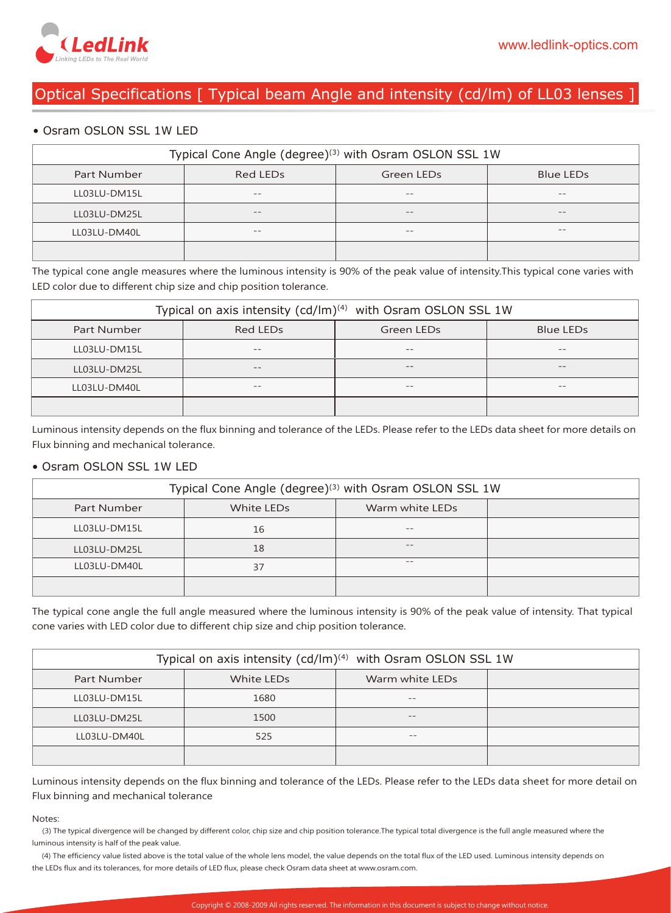## Optical Specifications [ Typical beam Angle and intensity (cd/lm) of LL03 lenses ]

• Osram OSLON SSL 1W LED

| Typical Cone Angle (degree)[3] with Osram OSLON SSL 1W | | | |
|---|---|---|---|
| Part Number | Red LEDs | Green LEDs | Blue LEDs |
| LL03LU-DM15L | -- | -- | -- |
| LL03LU-DM25L | -- | -- | -- |
| LL03LU-DM40L | -- | -- | -- |
| | | | |

The typical cone angle measures where the luminous intensity is 90% of the peak value of intensity.This typical cone varies with LED color due to different chip size and chip position tolerance.

| Typical on axis intensity (cd/lm)[4] with Osram OSLON SSL 1W | | | |
|---|---|---|---|
| Part Number | Red LEDs | Green LEDs | Blue LEDs |
| LL03LU-DM15L | -- | -- | -- |
| LL03LU-DM25L | -- | -- | -- |
| LL03LU-DM40L | -- | -- | -- |
| | | | |

Luminous intensity depends on the flux binning and tolerance of the LEDs. Please refer to the LEDs data sheet for more details on Flux binning and mechanical tolerance.

• Osram OSLON SSL 1W LED

| Typical Cone Angle (degree)[3] with Osram OSLON SSL 1W | | | |
|---|---|---|---|
| Part Number | White LEDs | Warm white LEDs | |
| LL03LU-DM15L | 16 | -- | |
| LL03LU-DM25L | 18 | -- | |
| LL03LU-DM40L | 37 | -- | |
| | | | |

The typical cone angle the full angle measured where the luminous intensity is 90% of the peak value of intensity. That typical cone varies with LED color due to different chip size and chip position tolerance.

| Typical on axis intensity (cd/lm)[4] with Osram OSLON SSL 1W | | | |
|---|---|---|---|
| Part Number | White LEDs | Warm white LEDs | |
| LL03LU-DM15L | 1680 | -- | |
| LL03LU-DM25L | 1500 | -- | |
| LL03LU-DM40L | 525 | -- | |
| | | | |

Luminous intensity depends on the flux binning and tolerance of the LEDs. Please refer to the LEDs data sheet for more detail on Flux binning and mechanical tolerance

Notes:

(3) The typical divergence will be changed by different color, chip size and chip position tolerance.The typical total divergence is the full angle measured where the luminous intensity is half of the peak value.

(4) The efficiency value listed above is the total value of the whole lens model, the value depends on the total flux of the LED used. Luminous intensity depends on the LEDs flux and its tolerances, for more details of LED flux, please check Osram data sheet at www.osram.com.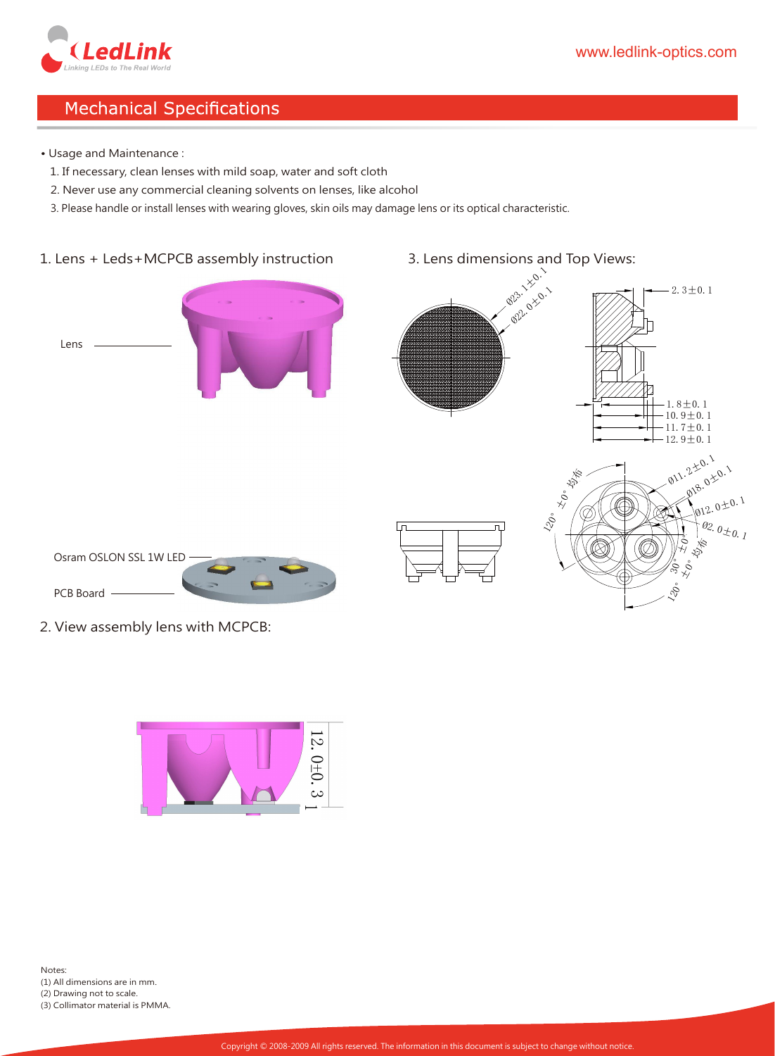## Mechanical Specifications

- Usage and Maintenance :
  1. If necessary, clean lenses with mild soap, water and soft cloth
  2. Never use any commercial cleaning solvents on lenses, like alcohol
  3. Please handle or install lenses with wearing gloves, skin oils may damage lens or its optical characteristic.

### 1. Lens + Leds+MCPCB assembly instruction

Lens

Osram OSLON SSL 1W LED

PCB Board

### 2. View assembly lens with MCPCB:

12.0±0.3

### 3. Lens dimensions and Top Views:

Ø23.1±0.1
Ø22.0±0.1

2.3±0.1
1.8±0.1
10.9±0.1
11.7±0.1
12.9±0.1

Ø11.2±0.1
Ø18.0±0.1
Ø12.0±0.1
Ø2.0±0.1
120°±0° 均布
30°±0°
120°±0° 均布

Notes:
(1) All dimensions are in mm.
(2) Drawing not to scale.
(3) Collimator material is PMMA.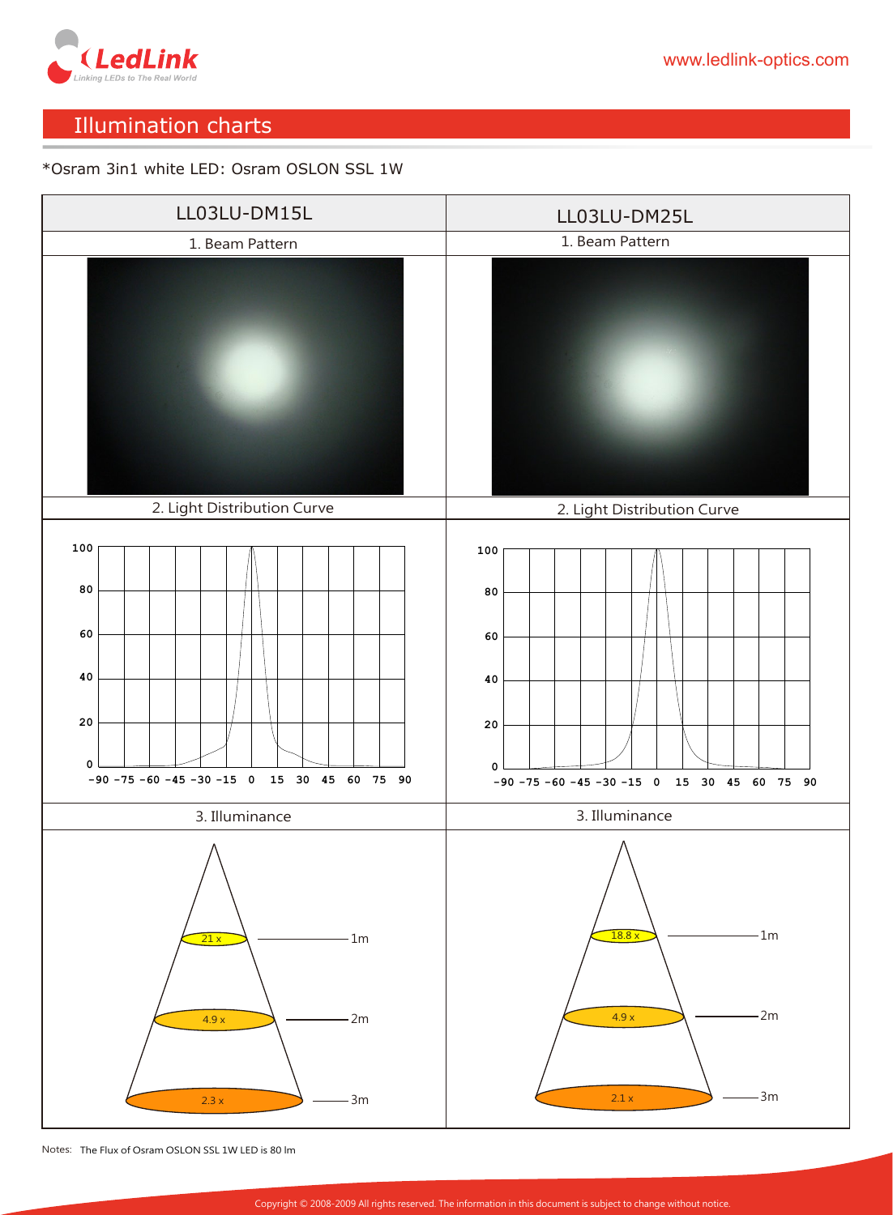## Illumination charts

*Osram 3in1 white LED: Osram OSLON SSL 1W

| LL03LU-DM15L | LL03LU-DM25L |
|---|---|
| 1. Beam Pattern | 1. Beam Pattern |
| 2. Light Distribution Curve | 2. Light Distribution Curve |
| 3. Illuminance | 3. Illuminance |
| 1m: 21 x | 1m: 18.8 x |
| 2m: 4.9 x | 2m: 4.9 x |
| 3m: 2.3 x | 3m: 2.1 x |

Notes: The Flux of Osram OSLON SSL 1W LED is 80 lm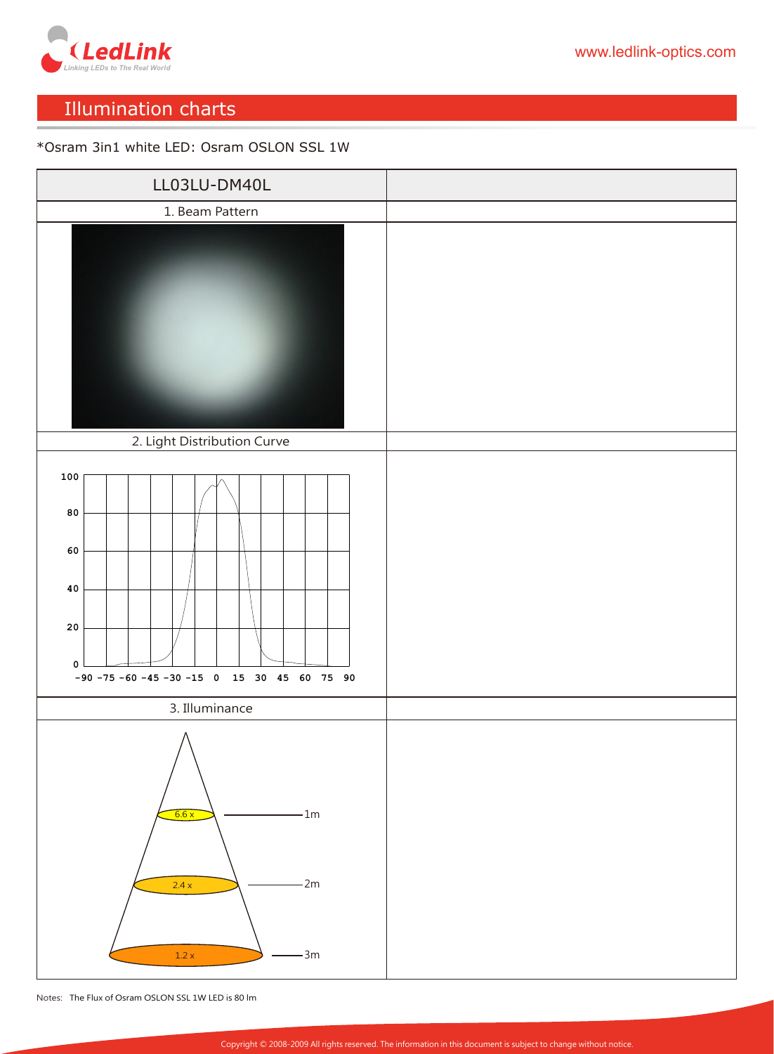## Illumination charts

*Osram 3in1 white LED: Osram OSLON SSL 1W

| LL03LU-DM40L | |
|---|---|
| 1. Beam Pattern | |
| | |
| 2. Light Distribution Curve | |
| | |
| 3. Illuminance | |
| 6.6 x — 1m<br>2.4 x — 2m<br>1.2 x — 3m | |

Notes: The Flux of Osram OSLON SSL 1W LED is 80 lm

Copyright © 2008-2009 All rights reserved. The information in this document is subject to change without notice.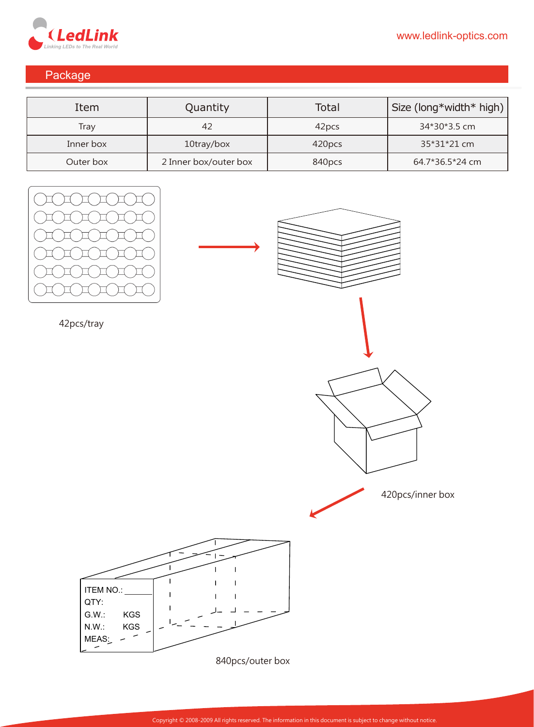## Package

| Item | Quantity | Total | Size (long*width* high) |
|---|---|---|---|
| Tray | 42 | 42pcs | 34*30*3.5 cm |
| Inner box | 10tray/box | 420pcs | 35*31*21 cm |
| Outer box | 2 Inner box/outer box | 840pcs | 64.7*36.5*24 cm |

42pcs/tray

420pcs/inner box

ITEM NO.:
QTY:
G.W.: KGS
N.W.: KGS
MEAS:

840pcs/outer box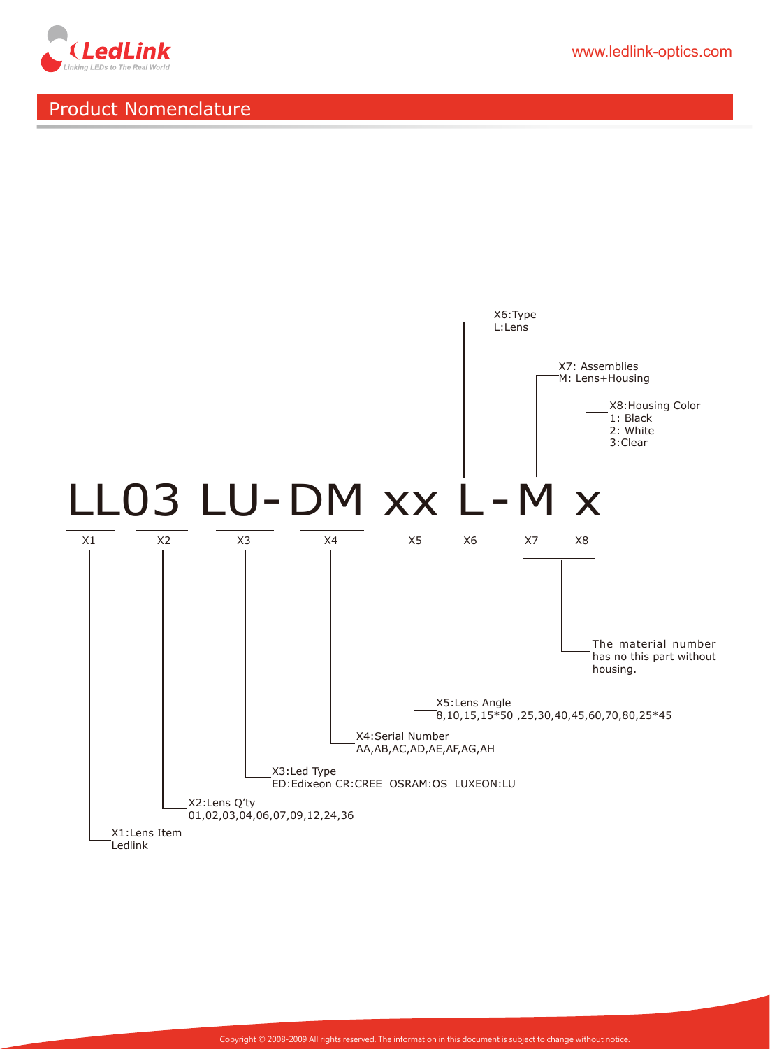## Product Nomenclature

**LL03 LU-DM xx L-M x**

| X1 | X2 | X3 | X4 | X5 | X6 | X7 | X8 |
|---|---|---|---|---|---|---|---|
| LL | 03 | LU- | DM | xx | L | -M | x |

X1:Lens Item
Ledlink

X2:Lens Q'ty
01,02,03,04,06,07,09,12,24,36

X3:Led Type
ED:Edixeon CR:CREE OSRAM:OS LUXEON:LU

X4:Serial Number
AA,AB,AC,AD,AE,AF,AG,AH

X5:Lens Angle
8,10,15,15*50 ,25,30,40,45,60,70,80,25*45

X6:Type
L:Lens

X7: Assemblies
M: Lens+Housing

X8:Housing Color
1: Black
2: White
3:Clear

X7, X8: The material number has no this part without housing.

Copyright © 2008-2009 All rights reserved. The information in this document is subject to change without notice.